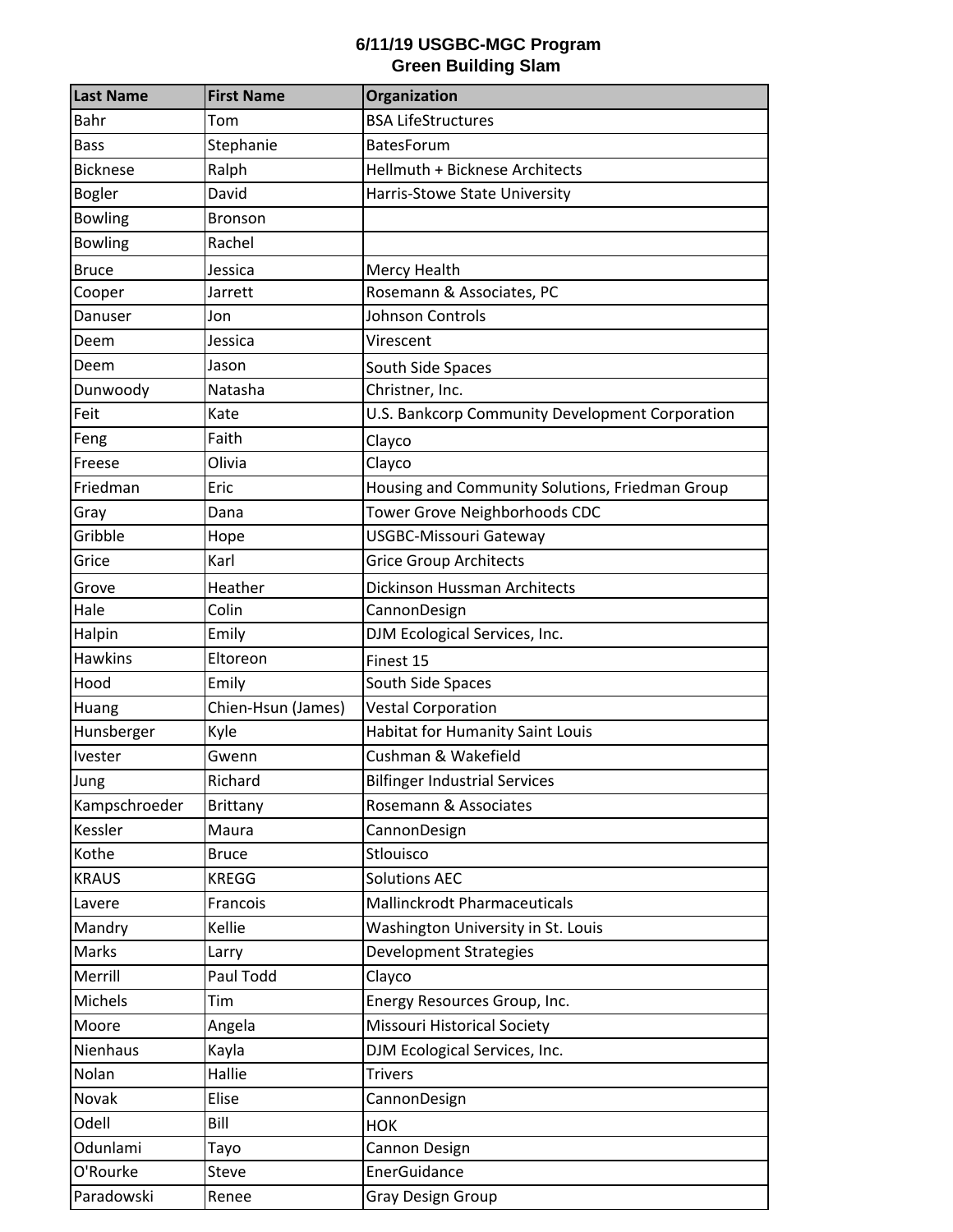# 6/11/19 USGBC-MGC Program
## Green Building Slam

| Last Name | First Name | Organization |
|---|---|---|
| Bahr | Tom | BSA LifeStructures |
| Bass | Stephanie | BatesForum |
| Bicknese | Ralph | Hellmuth + Bicknese Architects |
| Bogler | David | Harris-Stowe State University |
| Bowling | Bronson | |
| Bowling | Rachel | |
| Bruce | Jessica | Mercy Health |
| Cooper | Jarrett | Rosemann & Associates, PC |
| Danuser | Jon | Johnson Controls |
| Deem | Jessica | Virescent |
| Deem | Jason | South Side Spaces |
| Dunwoody | Natasha | Christner, Inc. |
| Feit | Kate | U.S. Bankcorp Community Development Corporation |
| Feng | Faith | Clayco |
| Freese | Olivia | Clayco |
| Friedman | Eric | Housing and Community Solutions, Friedman Group |
| Gray | Dana | Tower Grove Neighborhoods CDC |
| Gribble | Hope | USGBC-Missouri Gateway |
| Grice | Karl | Grice Group Architects |
| Grove | Heather | Dickinson Hussman Architects |
| Hale | Colin | CannonDesign |
| Halpin | Emily | DJM Ecological Services, Inc. |
| Hawkins | Eltoreon | Finest 15 |
| Hood | Emily | South Side Spaces |
| Huang | Chien-Hsun (James) | Vestal Corporation |
| Hunsberger | Kyle | Habitat for Humanity Saint Louis |
| Ivester | Gwenn | Cushman & Wakefield |
| Jung | Richard | Bilfinger Industrial Services |
| Kampschroeder | Brittany | Rosemann & Associates |
| Kessler | Maura | CannonDesign |
| Kothe | Bruce | Stlouisco |
| KRAUS | KREGG | Solutions AEC |
| Lavere | Francois | Mallinckrodt Pharmaceuticals |
| Mandry | Kellie | Washington University in St. Louis |
| Marks | Larry | Development Strategies |
| Merrill | Paul Todd | Clayco |
| Michels | Tim | Energy Resources Group, Inc. |
| Moore | Angela | Missouri Historical Society |
| Nienhaus | Kayla | DJM Ecological Services, Inc. |
| Nolan | Hallie | Trivers |
| Novak | Elise | CannonDesign |
| Odell | Bill | HOK |
| Odunlami | Tayo | Cannon Design |
| O'Rourke | Steve | EnerGuidance |
| Paradowski | Renee | Gray Design Group |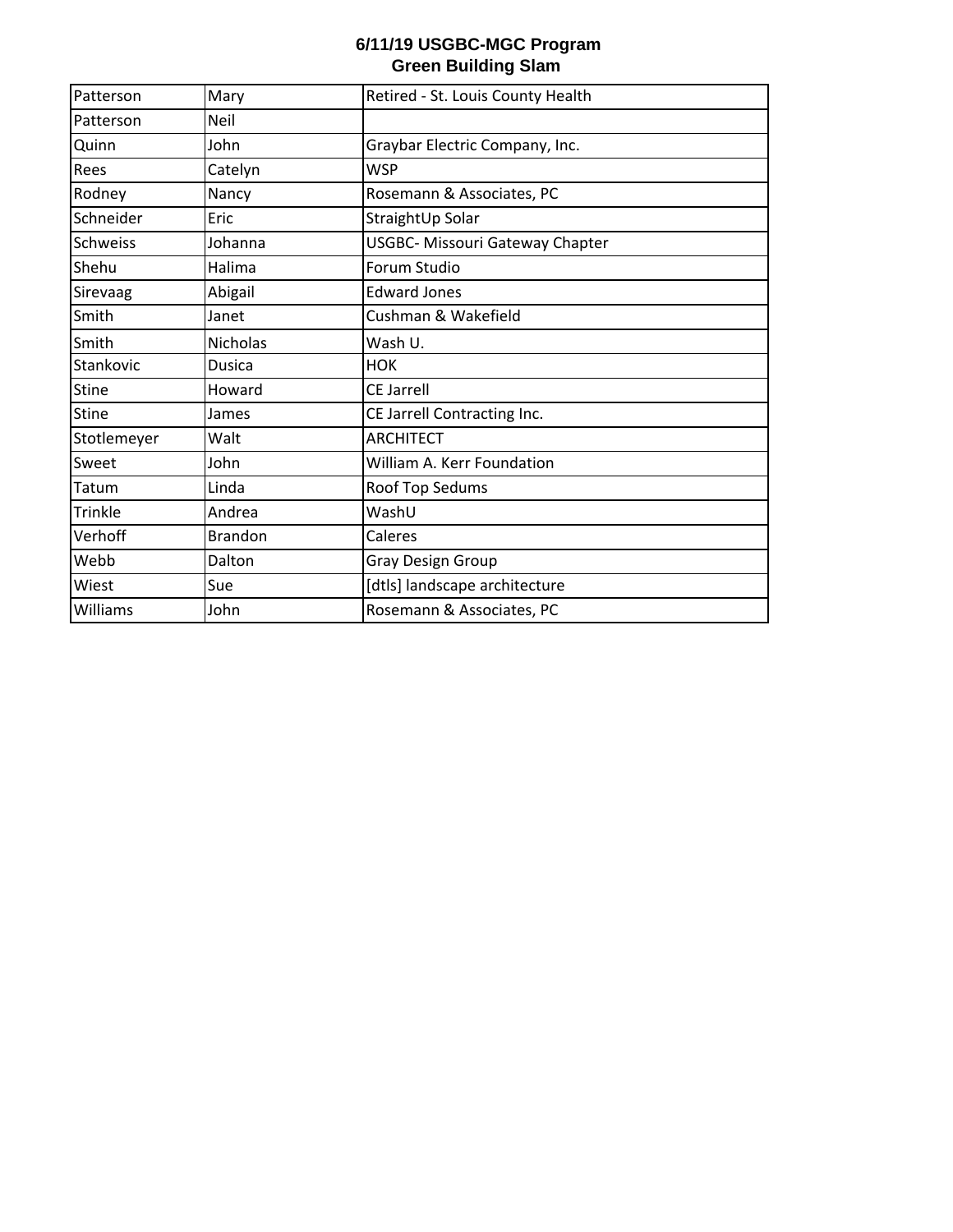6/11/19 USGBC-MGC Program
Green Building Slam

| | | |
|---|---|---|
| Patterson | Mary | Retired - St. Louis County Health |
| Patterson | Neil | |
| Quinn | John | Graybar Electric Company, Inc. |
| Rees | Catelyn | WSP |
| Rodney | Nancy | Rosemann & Associates, PC |
| Schneider | Eric | StraightUp Solar |
| Schweiss | Johanna | USGBC- Missouri Gateway Chapter |
| Shehu | Halima | Forum Studio |
| Sirevaag | Abigail | Edward Jones |
| Smith | Janet | Cushman & Wakefield |
| Smith | Nicholas | Wash U. |
| Stankovic | Dusica | HOK |
| Stine | Howard | CE Jarrell |
| Stine | James | CE Jarrell Contracting Inc. |
| Stotlemeyer | Walt | ARCHITECT |
| Sweet | John | William A. Kerr Foundation |
| Tatum | Linda | Roof Top Sedums |
| Trinkle | Andrea | WashU |
| Verhoff | Brandon | Caleres |
| Webb | Dalton | Gray Design Group |
| Wiest | Sue | [dtls] landscape architecture |
| Williams | John | Rosemann & Associates, PC |